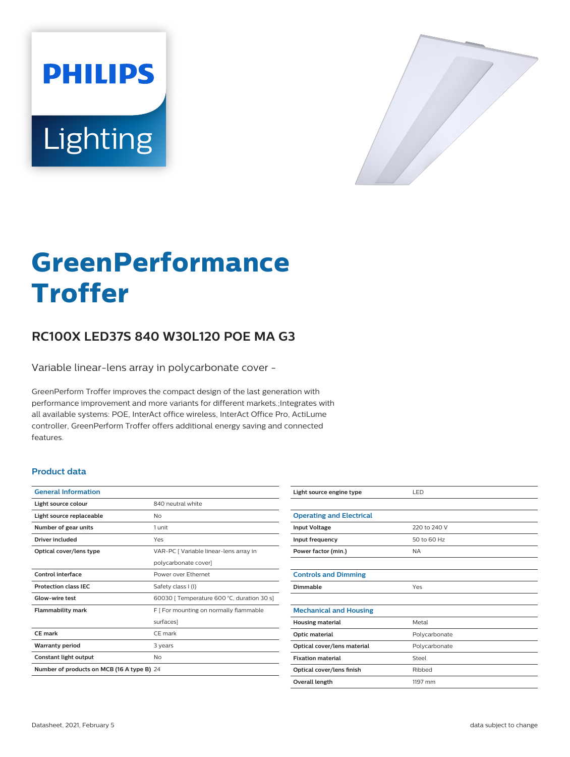PHILIPS

Lighting

# GreenPerformance Troffer

## RC100X LED37S 840 W30L120 POE MA G3

Variable linear-lens array in polycarbonate cover -

GreenPerform Troffer improves the compact design of the last generation with performance improvement and more variants for different markets.;Integrates with all available systems: POE, InterAct office wireless, InterAct Office Pro, ActiLume controller, GreenPerform Troffer offers additional energy saving and connected features.

### Product data

| General Information | |
|---|---|
| Light source colour | 840 neutral white |
| Light source replaceable | No |
| Number of gear units | 1 unit |
| Driver included | Yes |
| Optical cover/lens type | VAR-PC [ Variable linear-lens array in polycarbonate cover] |
| Control interface | Power over Ethernet |
| Protection class IEC | Safety class I (I) |
| Glow-wire test | 60030 [ Temperature 600 °C, duration 30 s] |
| Flammability mark | F [ For mounting on normally flammable surfaces] |
| CE mark | CE mark |
| Warranty period | 3 years |
| Constant light output | No |
| Number of products on MCB (16 A type B) | 24 |
| Light source engine type | LED |

| Operating and Electrical | |
|---|---|
| Input Voltage | 220 to 240 V |
| Input frequency | 50 to 60 Hz |
| Power factor (min.) | NA |

| Controls and Dimming | |
|---|---|
| Dimmable | Yes |

| Mechanical and Housing | |
|---|---|
| Housing material | Metal |
| Optic material | Polycarbonate |
| Optical cover/lens material | Polycarbonate |
| Fixation material | Steel |
| Optical cover/lens finish | Ribbed |
| Overall length | 1197 mm |

Datasheet, 2021, February 5

data subject to change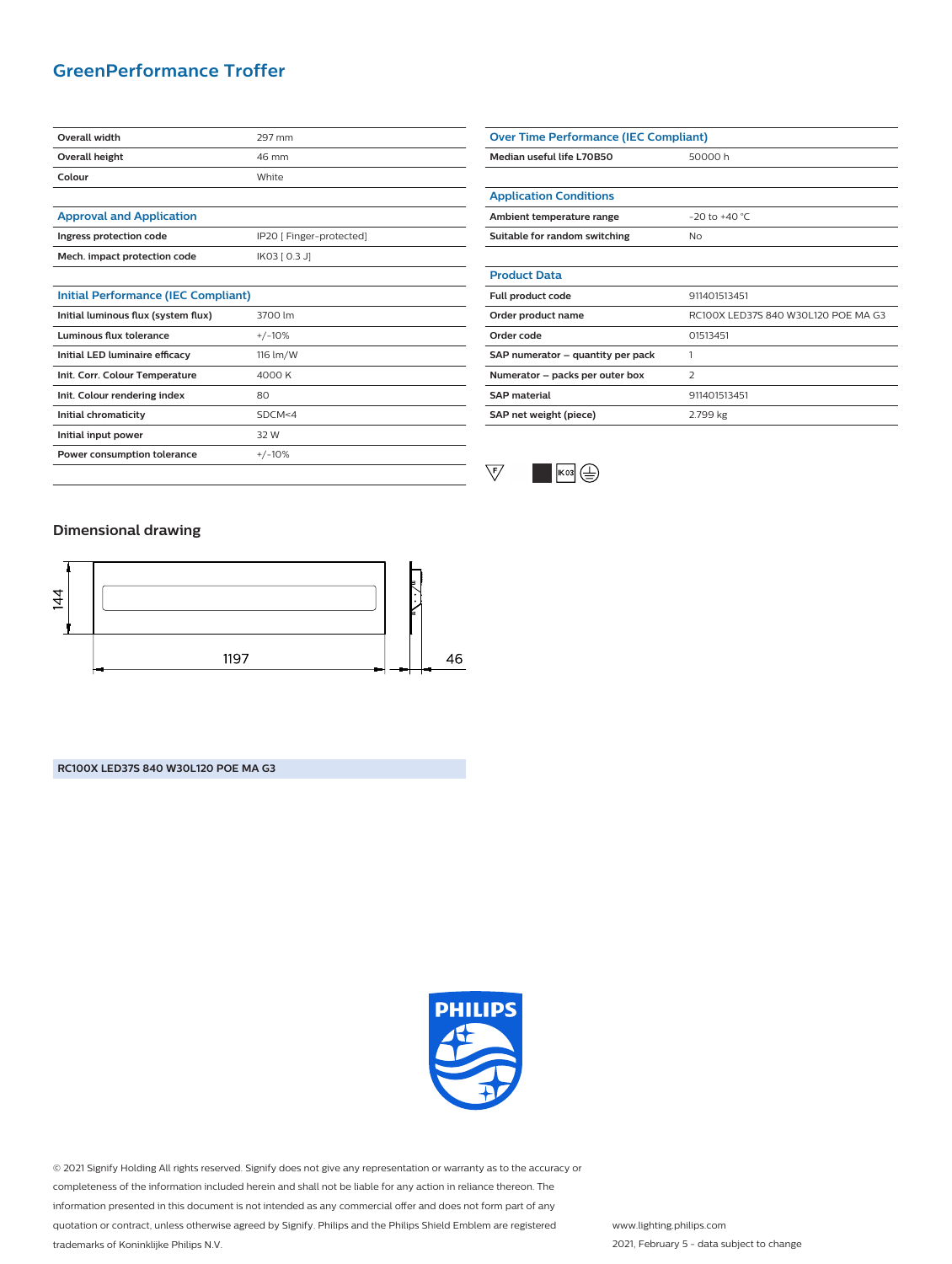# GreenPerformance Troffer

| | |
|---|---|
| Overall width | 297 mm |
| Overall height | 46 mm |
| Colour | White |

## Approval and Application

| | |
|---|---|
| Ingress protection code | IP20 [ Finger-protected] |
| Mech. impact protection code | IK03 [ 0.3 J] |

## Initial Performance (IEC Compliant)

| | |
|---|---|
| Initial luminous flux (system flux) | 3700 lm |
| Luminous flux tolerance | +/-10% |
| Initial LED luminaire efficacy | 116 lm/W |
| Init. Corr. Colour Temperature | 4000 K |
| Init. Colour rendering index | 80 |
| Initial chromaticity | SDCM<4 |
| Initial input power | 32 W |
| Power consumption tolerance | +/-10% |

## Over Time Performance (IEC Compliant)

| | |
|---|---|
| Median useful life L70B50 | 50000 h |

## Application Conditions

| | |
|---|---|
| Ambient temperature range | -20 to +40 °C |
| Suitable for random switching | No |

## Product Data

| | |
|---|---|
| Full product code | 911401513451 |
| Order product name | RC100X LED37S 840 W30L120 POE MA G3 |
| Order code | 01513451 |
| SAP numerator – quantity per pack | 1 |
| Numerator – packs per outer box | 2 |
| SAP material | 911401513451 |
| SAP net weight (piece) | 2.799 kg |

## Dimensional drawing

144

1197

46

RC100X LED37S 840 W30L120 POE MA G3

© 2021 Signify Holding All rights reserved. Signify does not give any representation or warranty as to the accuracy or completeness of the information included herein and shall not be liable for any action in reliance thereon. The information presented in this document is not intended as any commercial offer and does not form part of any quotation or contract, unless otherwise agreed by Signify. Philips and the Philips Shield Emblem are registered trademarks of Koninklijke Philips N.V.

www.lighting.philips.com

2021, February 5 - data subject to change